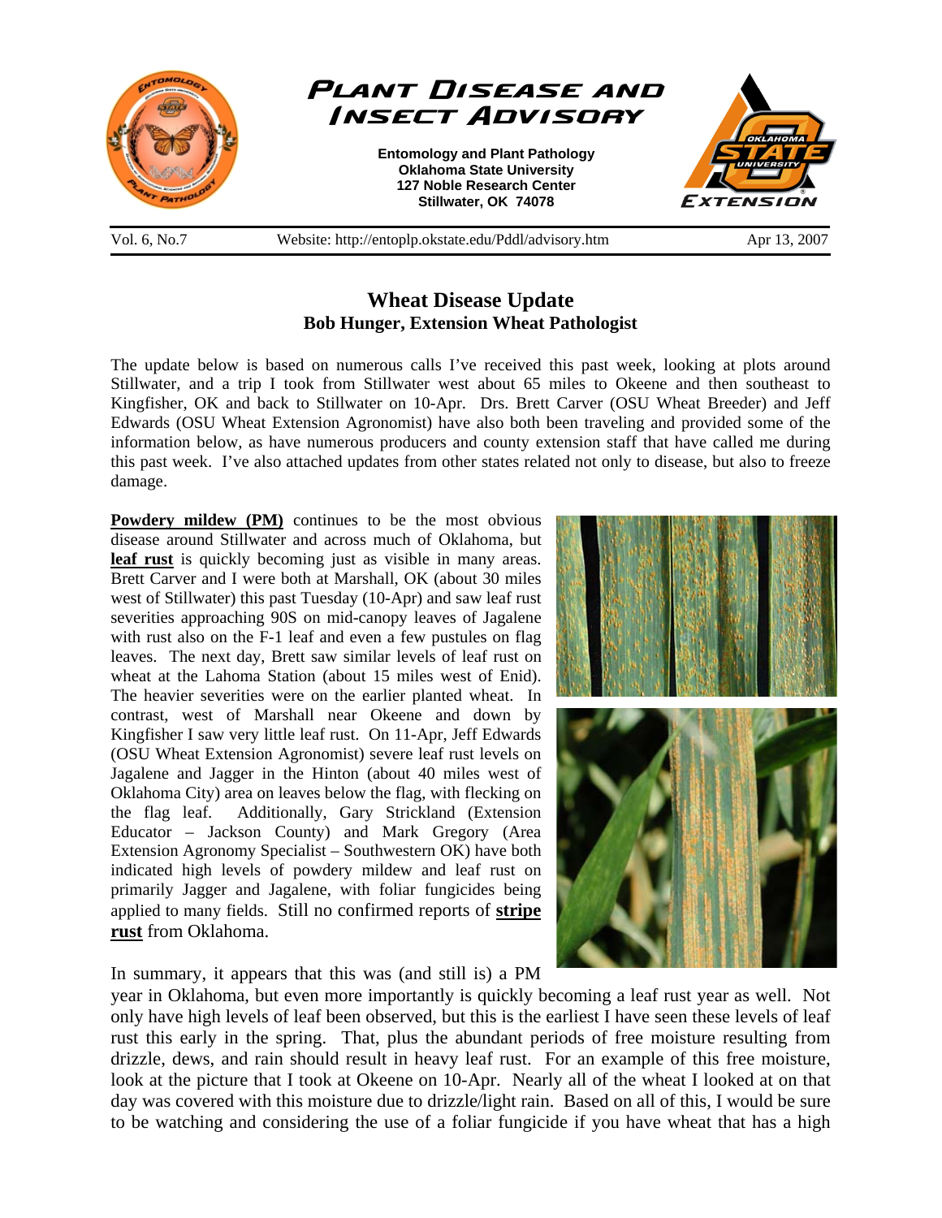# Plant Disease and Insect Advisory

**Entomology and Plant Pathology**
**Oklahoma State University**
**127 Noble Research Center**
**Stillwater, OK 74078**

Vol. 6, No.7 | Website: http://entoplp.okstate.edu/Pddl/advisory.htm | Apr 13, 2007

## Wheat Disease Update

**Bob Hunger, Extension Wheat Pathologist**

The update below is based on numerous calls I've received this past week, looking at plots around Stillwater, and a trip I took from Stillwater west about 65 miles to Okeene and then southeast to Kingfisher, OK and back to Stillwater on 10-Apr. Drs. Brett Carver (OSU Wheat Breeder) and Jeff Edwards (OSU Wheat Extension Agronomist) have also both been traveling and provided some of the information below, as have numerous producers and county extension staff that have called me during this past week. I've also attached updates from other states related not only to disease, but also to freeze damage.

**Powdery mildew (PM)** continues to be the most obvious disease around Stillwater and across much of Oklahoma, but **leaf rust** is quickly becoming just as visible in many areas. Brett Carver and I were both at Marshall, OK (about 30 miles west of Stillwater) this past Tuesday (10-Apr) and saw leaf rust severities approaching 90S on mid-canopy leaves of Jagalene with rust also on the F-1 leaf and even a few pustules on flag leaves. The next day, Brett saw similar levels of leaf rust on wheat at the Lahoma Station (about 15 miles west of Enid). The heavier severities were on the earlier planted wheat. In contrast, west of Marshall near Okeene and down by Kingfisher I saw very little leaf rust. On 11-Apr, Jeff Edwards (OSU Wheat Extension Agronomist) severe leaf rust levels on Jagalene and Jagger in the Hinton (about 40 miles west of Oklahoma City) area on leaves below the flag, with flecking on the flag leaf. Additionally, Gary Strickland (Extension Educator – Jackson County) and Mark Gregory (Area Extension Agronomy Specialist – Southwestern OK) have both indicated high levels of powdery mildew and leaf rust on primarily Jagger and Jagalene, with foliar fungicides being applied to many fields. Still no confirmed reports of **stripe rust** from Oklahoma.

In summary, it appears that this was (and still is) a PM year in Oklahoma, but even more importantly is quickly becoming a leaf rust year as well. Not only have high levels of leaf been observed, but this is the earliest I have seen these levels of leaf rust this early in the spring. That, plus the abundant periods of free moisture resulting from drizzle, dews, and rain should result in heavy leaf rust. For an example of this free moisture, look at the picture that I took at Okeene on 10-Apr. Nearly all of the wheat I looked at on that day was covered with this moisture due to drizzle/light rain. Based on all of this, I would be sure to be watching and considering the use of a foliar fungicide if you have wheat that has a high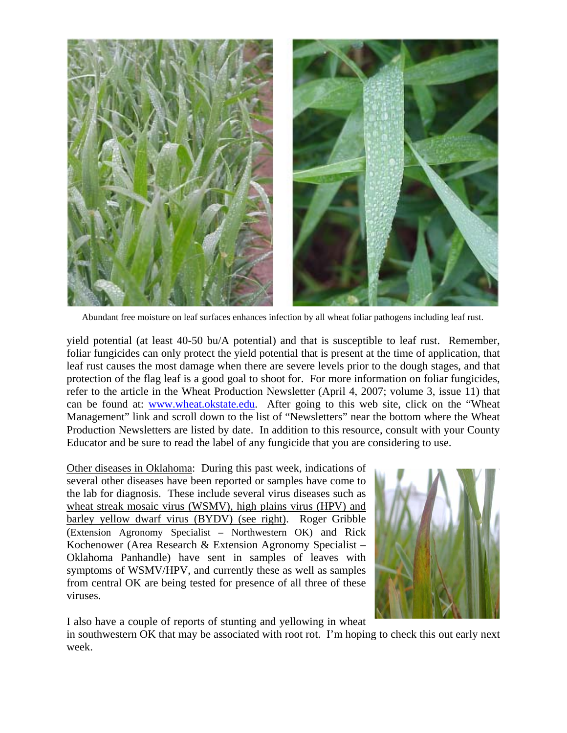Abundant free moisture on leaf surfaces enhances infection by all wheat foliar pathogens including leaf rust.

yield potential (at least 40-50 bu/A potential) and that is susceptible to leaf rust. Remember, foliar fungicides can only protect the yield potential that is present at the time of application, that leaf rust causes the most damage when there are severe levels prior to the dough stages, and that protection of the flag leaf is a good goal to shoot for. For more information on foliar fungicides, refer to the article in the Wheat Production Newsletter (April 4, 2007; volume 3, issue 11) that can be found at: [www.wheat.okstate.edu](http://www.wheat.okstate.edu). After going to this web site, click on the "Wheat Management" link and scroll down to the list of "Newsletters" near the bottom where the Wheat Production Newsletters are listed by date. In addition to this resource, consult with your County Educator and be sure to read the label of any fungicide that you are considering to use.

<u>Other diseases in Oklahoma</u>: During this past week, indications of several other diseases have been reported or samples have come to the lab for diagnosis. These include several virus diseases such as <u>wheat streak mosaic virus (WSMV), high plains virus (HPV) and barley yellow dwarf virus (BYDV) (see right)</u>. Roger Gribble (Extension Agronomy Specialist – Northwestern OK) and Rick Kochenower (Area Research & Extension Agronomy Specialist – Oklahoma Panhandle) have sent in samples of leaves with symptoms of WSMV/HPV, and currently these as well as samples from central OK are being tested for presence of all three of these viruses.

I also have a couple of reports of stunting and yellowing in wheat in southwestern OK that may be associated with root rot. I'm hoping to check this out early next week.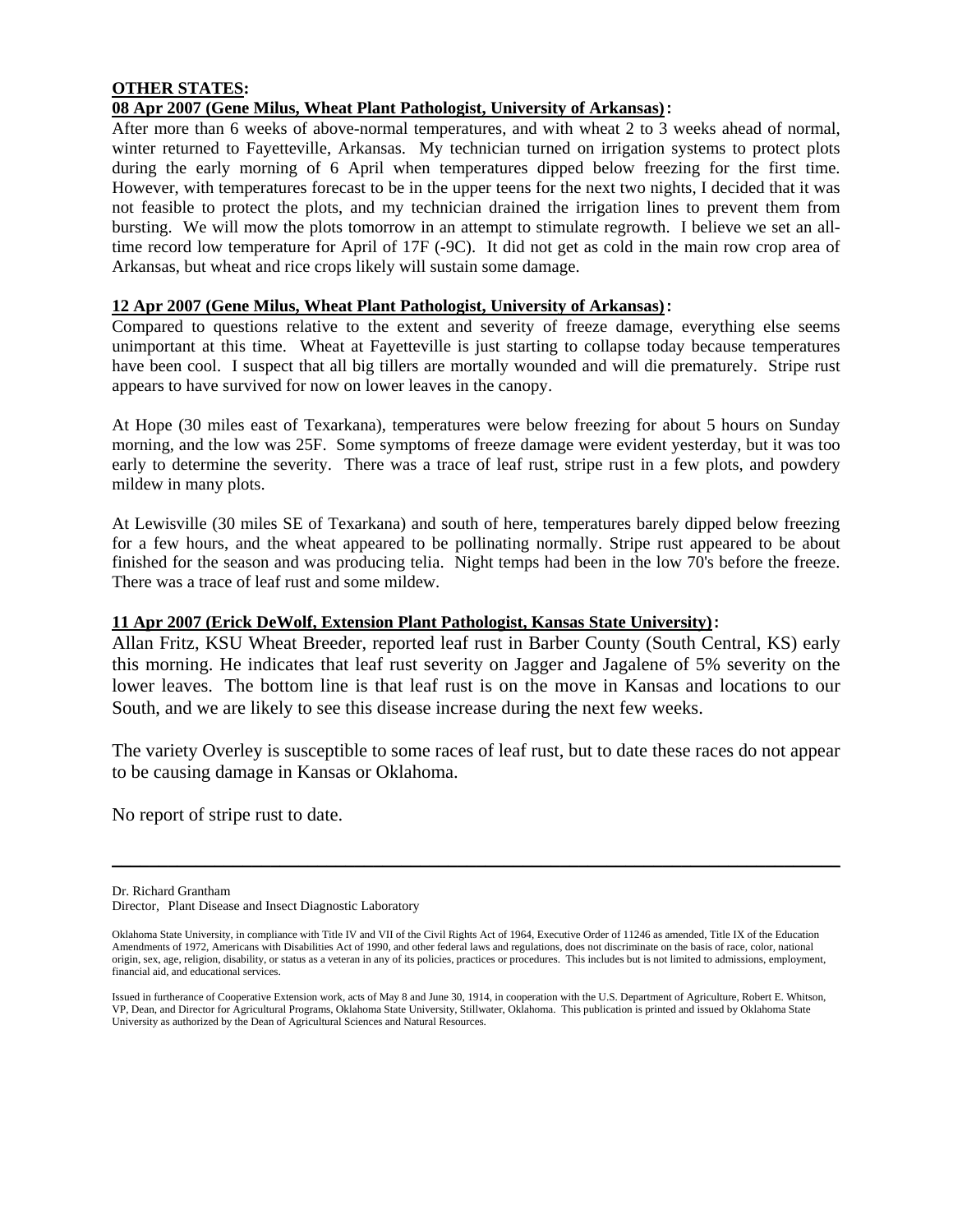**OTHER STATES:**

**08 Apr 2007 (Gene Milus, Wheat Plant Pathologist, University of Arkansas):**

After more than 6 weeks of above-normal temperatures, and with wheat 2 to 3 weeks ahead of normal, winter returned to Fayetteville, Arkansas. My technician turned on irrigation systems to protect plots during the early morning of 6 April when temperatures dipped below freezing for the first time. However, with temperatures forecast to be in the upper teens for the next two nights, I decided that it was not feasible to protect the plots, and my technician drained the irrigation lines to prevent them from bursting. We will mow the plots tomorrow in an attempt to stimulate regrowth. I believe we set an all-time record low temperature for April of 17F (-9C). It did not get as cold in the main row crop area of Arkansas, but wheat and rice crops likely will sustain some damage.

**12 Apr 2007 (Gene Milus, Wheat Plant Pathologist, University of Arkansas):**

Compared to questions relative to the extent and severity of freeze damage, everything else seems unimportant at this time. Wheat at Fayetteville is just starting to collapse today because temperatures have been cool. I suspect that all big tillers are mortally wounded and will die prematurely. Stripe rust appears to have survived for now on lower leaves in the canopy.

At Hope (30 miles east of Texarkana), temperatures were below freezing for about 5 hours on Sunday morning, and the low was 25F. Some symptoms of freeze damage were evident yesterday, but it was too early to determine the severity. There was a trace of leaf rust, stripe rust in a few plots, and powdery mildew in many plots.

At Lewisville (30 miles SE of Texarkana) and south of here, temperatures barely dipped below freezing for a few hours, and the wheat appeared to be pollinating normally. Stripe rust appeared to be about finished for the season and was producing telia. Night temps had been in the low 70's before the freeze. There was a trace of leaf rust and some mildew.

**11 Apr 2007 (Erick DeWolf, Extension Plant Pathologist, Kansas State University):**

Allan Fritz, KSU Wheat Breeder, reported leaf rust in Barber County (South Central, KS) early this morning. He indicates that leaf rust severity on Jagger and Jagalene of 5% severity on the lower leaves. The bottom line is that leaf rust is on the move in Kansas and locations to our South, and we are likely to see this disease increase during the next few weeks.

The variety Overley is susceptible to some races of leaf rust, but to date these races do not appear to be causing damage in Kansas or Oklahoma.

No report of stripe rust to date.

---

Dr. Richard Grantham
Director, Plant Disease and Insect Diagnostic Laboratory

Oklahoma State University, in compliance with Title IV and VII of the Civil Rights Act of 1964, Executive Order of 11246 as amended, Title IX of the Education Amendments of 1972, Americans with Disabilities Act of 1990, and other federal laws and regulations, does not discriminate on the basis of race, color, national origin, sex, age, religion, disability, or status as a veteran in any of its policies, practices or procedures. This includes but is not limited to admissions, employment, financial aid, and educational services.

Issued in furtherance of Cooperative Extension work, acts of May 8 and June 30, 1914, in cooperation with the U.S. Department of Agriculture, Robert E. Whitson, VP, Dean, and Director for Agricultural Programs, Oklahoma State University, Stillwater, Oklahoma. This publication is printed and issued by Oklahoma State University as authorized by the Dean of Agricultural Sciences and Natural Resources.